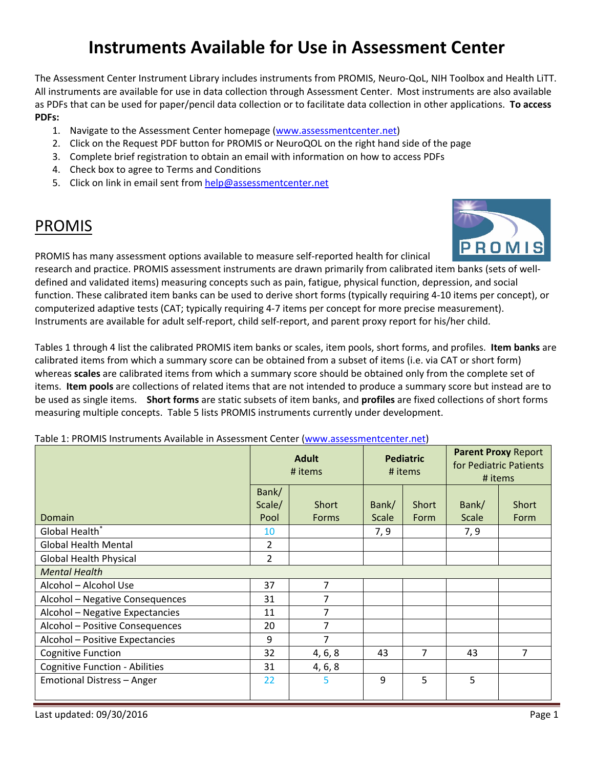# Instruments Available for Use in Assessment Center

The Assessment Center Instrument Library includes instruments from PROMIS, Neuro-QoL, NIH Toolbox and Health LiTT. All instruments are available for use in data collection through Assessment Center. Most instruments are also available as PDFs that can be used for paper/pencil data collection or to facilitate data collection in other applications. **To access PDFs:**

1. Navigate to the Assessment Center homepage (www.assessmentcenter.net)
2. Click on the Request PDF button for PROMIS or NeuroQOL on the right hand side of the page
3. Complete brief registration to obtain an email with information on how to access PDFs
4. Check box to agree to Terms and Conditions
5. Click on link in email sent from help@assessmentcenter.net

## PROMIS

PROMIS has many assessment options available to measure self-reported health for clinical research and practice. PROMIS assessment instruments are drawn primarily from calibrated item banks (sets of well-defined and validated items) measuring concepts such as pain, fatigue, physical function, depression, and social function. These calibrated item banks can be used to derive short forms (typically requiring 4-10 items per concept), or computerized adaptive tests (CAT; typically requiring 4-7 items per concept for more precise measurement). Instruments are available for adult self-report, child self-report, and parent proxy report for his/her child.

Tables 1 through 4 list the calibrated PROMIS item banks or scales, item pools, short forms, and profiles. **Item banks** are calibrated items from which a summary score can be obtained from a subset of items (i.e. via CAT or short form) whereas **scales** are calibrated items from which a summary score should be obtained only from the complete set of items. **Item pools** are collections of related items that are not intended to produce a summary score but instead are to be used as single items. **Short forms** are static subsets of item banks, and **profiles** are fixed collections of short forms measuring multiple concepts. Table 5 lists PROMIS instruments currently under development.

Table 1: PROMIS Instruments Available in Assessment Center (www.assessmentcenter.net)

| | **Adult** # items | | **Pediatric** # items | | **Parent Proxy** Report for Pediatric Patients # items | |
|---|---|---|---|---|---|---|
| Domain | Bank/ Scale/ Pool | Short Forms | Bank/ Scale | Short Form | Bank/ Scale | Short Form |
| Global Health* | 10 | | 7, 9 | | 7, 9 | |
| Global Health Mental | 2 | | | | | |
| Global Health Physical | 2 | | | | | |
| *Mental Health* | | | | | | |
| Alcohol – Alcohol Use | 37 | 7 | | | | |
| Alcohol – Negative Consequences | 31 | 7 | | | | |
| Alcohol – Negative Expectancies | 11 | 7 | | | | |
| Alcohol – Positive Consequences | 20 | 7 | | | | |
| Alcohol – Positive Expectancies | 9 | 7 | | | | |
| Cognitive Function | 32 | 4, 6, 8 | 43 | 7 | 43 | 7 |
| Cognitive Function - Abilities | 31 | 4, 6, 8 | | | | |
| Emotional Distress – Anger | 22 | 5 | 9 | 5 | 5 | |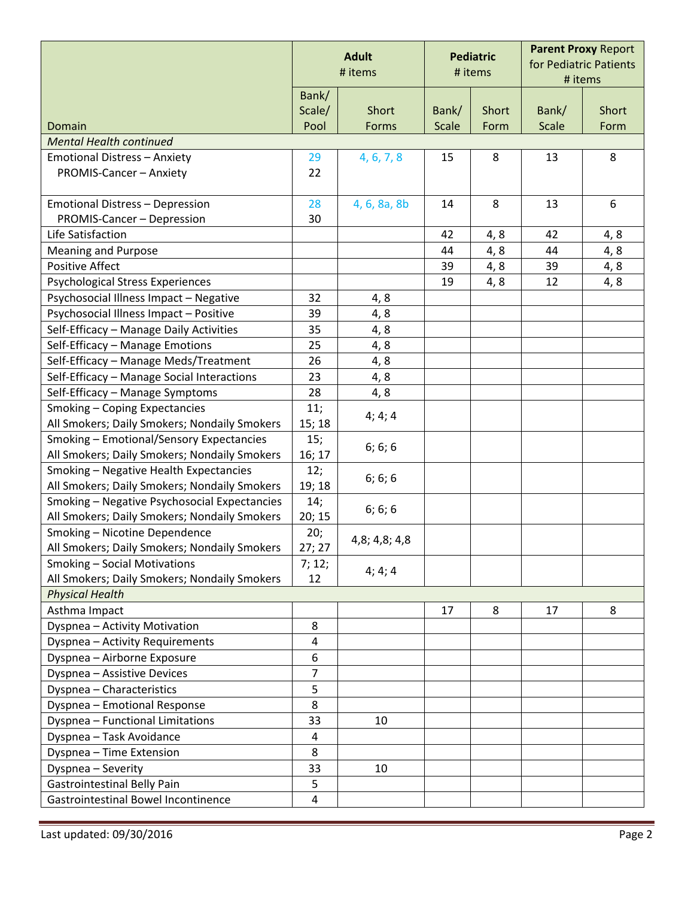| Domain | Adult # items | | Pediatric # items | | Parent Proxy Report for Pediatric Patients # items | |
|---|---|---|---|---|---|---|
| | Bank/ Scale/ Pool | Short Forms | Bank/ Scale | Short Form | Bank/ Scale | Short Form |
| *Mental Health continued* | | | | | | |
| Emotional Distress – Anxiety<br>PROMIS-Cancer – Anxiety | 29<br>22 | 4, 6, 7, 8 | 15 | 8 | 13 | 8 |
| Emotional Distress – Depression<br>PROMIS-Cancer – Depression | 28<br>30 | 4, 6, 8a, 8b | 14 | 8 | 13 | 6 |
| Life Satisfaction | | | 42 | 4, 8 | 42 | 4, 8 |
| Meaning and Purpose | | | 44 | 4, 8 | 44 | 4, 8 |
| Positive Affect | | | 39 | 4, 8 | 39 | 4, 8 |
| Psychological Stress Experiences | | | 19 | 4, 8 | 12 | 4, 8 |
| Psychosocial Illness Impact – Negative | 32 | 4, 8 | | | | |
| Psychosocial Illness Impact – Positive | 39 | 4, 8 | | | | |
| Self-Efficacy – Manage Daily Activities | 35 | 4, 8 | | | | |
| Self-Efficacy – Manage Emotions | 25 | 4, 8 | | | | |
| Self-Efficacy – Manage Meds/Treatment | 26 | 4, 8 | | | | |
| Self-Efficacy – Manage Social Interactions | 23 | 4, 8 | | | | |
| Self-Efficacy – Manage Symptoms | 28 | 4, 8 | | | | |
| Smoking – Coping Expectancies<br>All Smokers; Daily Smokers; Nondaily Smokers | 11; 15; 18 | 4; 4; 4 | | | | |
| Smoking – Emotional/Sensory Expectancies<br>All Smokers; Daily Smokers; Nondaily Smokers | 15; 16; 17 | 6; 6; 6 | | | | |
| Smoking – Negative Health Expectancies<br>All Smokers; Daily Smokers; Nondaily Smokers | 12; 19; 18 | 6; 6; 6 | | | | |
| Smoking – Negative Psychosocial Expectancies<br>All Smokers; Daily Smokers; Nondaily Smokers | 14; 20; 15 | 6; 6; 6 | | | | |
| Smoking – Nicotine Dependence<br>All Smokers; Daily Smokers; Nondaily Smokers | 20; 27; 27 | 4,8; 4,8; 4,8 | | | | |
| Smoking – Social Motivations<br>All Smokers; Daily Smokers; Nondaily Smokers | 7; 12; 12 | 4; 4; 4 | | | | |
| *Physical Health* | | | | | | |
| Asthma Impact | | | 17 | 8 | 17 | 8 |
| Dyspnea – Activity Motivation | 8 | | | | | |
| Dyspnea – Activity Requirements | 4 | | | | | |
| Dyspnea – Airborne Exposure | 6 | | | | | |
| Dyspnea – Assistive Devices | 7 | | | | | |
| Dyspnea – Characteristics | 5 | | | | | |
| Dyspnea – Emotional Response | 8 | | | | | |
| Dyspnea – Functional Limitations | 33 | 10 | | | | |
| Dyspnea – Task Avoidance | 4 | | | | | |
| Dyspnea – Time Extension | 8 | | | | | |
| Dyspnea – Severity | 33 | 10 | | | | |
| Gastrointestinal Belly Pain | 5 | | | | | |
| Gastrointestinal Bowel Incontinence | 4 | | | | | |

Last updated: 09/30/2016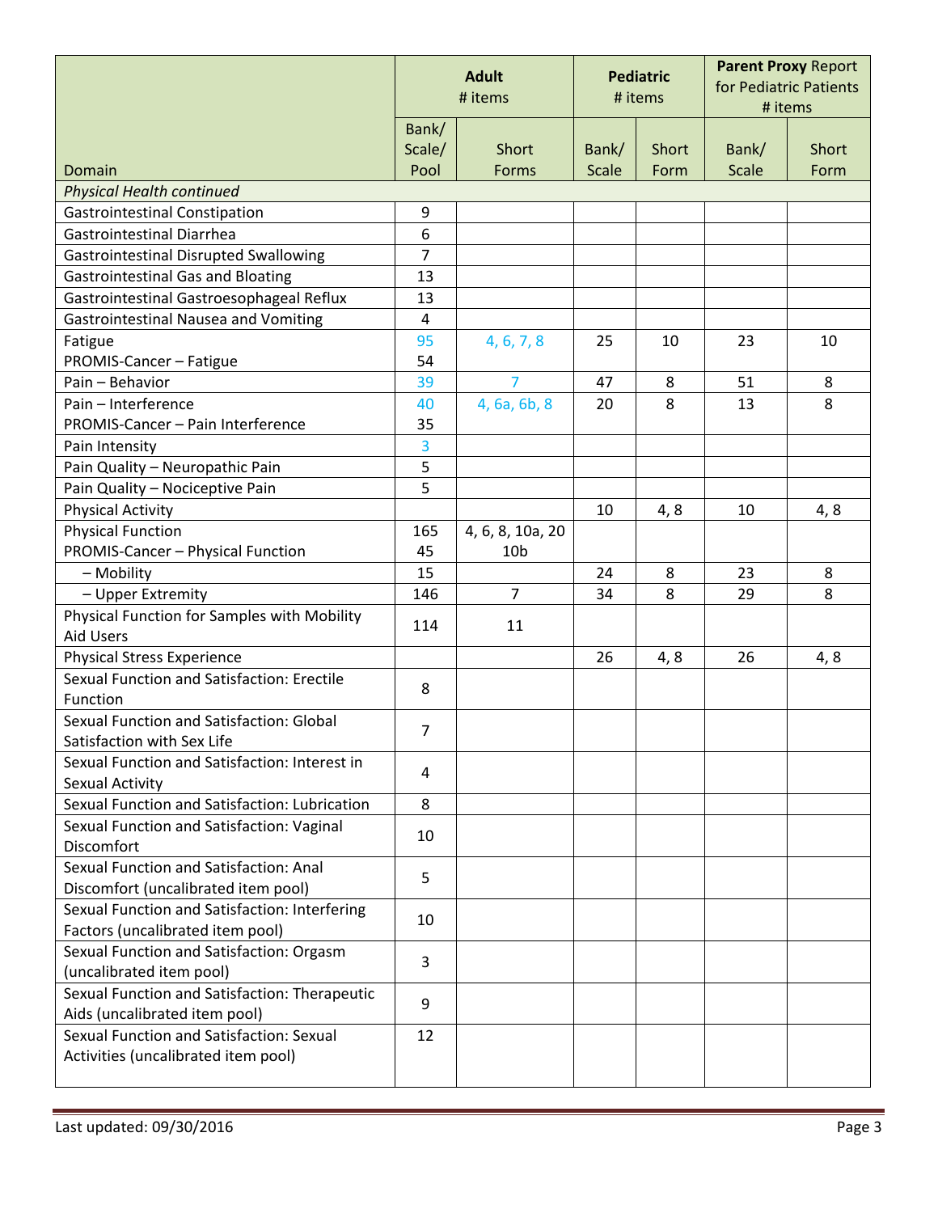| Domain | Adult # items | | Pediatric # items | | Parent Proxy Report for Pediatric Patients # items | |
|---|---|---|---|---|---|---|
| | Bank/ Scale/ Pool | Short Forms | Bank/ Scale | Short Form | Bank/ Scale | Short Form |
| *Physical Health continued* | | | | | | |
| Gastrointestinal Constipation | 9 | | | | | |
| Gastrointestinal Diarrhea | 6 | | | | | |
| Gastrointestinal Disrupted Swallowing | 7 | | | | | |
| Gastrointestinal Gas and Bloating | 13 | | | | | |
| Gastrointestinal Gastroesophageal Reflux | 13 | | | | | |
| Gastrointestinal Nausea and Vomiting | 4 | | | | | |
| Fatigue<br>PROMIS-Cancer – Fatigue | 95<br>54 | 4, 6, 7, 8 | 25 | 10 | 23 | 10 |
| Pain – Behavior | 39 | 7 | 47 | 8 | 51 | 8 |
| Pain – Interference<br>PROMIS-Cancer – Pain Interference | 40<br>35 | 4, 6a, 6b, 8 | 20 | 8 | 13 | 8 |
| Pain Intensity | 3 | | | | | |
| Pain Quality – Neuropathic Pain | 5 | | | | | |
| Pain Quality – Nociceptive Pain | 5 | | | | | |
| Physical Activity | | | 10 | 4, 8 | 10 | 4, 8 |
| Physical Function<br>PROMIS-Cancer – Physical Function | 165<br>45 | 4, 6, 8, 10a, 20<br>10b | | | | |
| – Mobility | 15 | | 24 | 8 | 23 | 8 |
| – Upper Extremity | 146 | 7 | 34 | 8 | 29 | 8 |
| Physical Function for Samples with Mobility Aid Users | 114 | 11 | | | | |
| Physical Stress Experience | | | 26 | 4, 8 | 26 | 4, 8 |
| Sexual Function and Satisfaction: Erectile Function | 8 | | | | | |
| Sexual Function and Satisfaction: Global Satisfaction with Sex Life | 7 | | | | | |
| Sexual Function and Satisfaction: Interest in Sexual Activity | 4 | | | | | |
| Sexual Function and Satisfaction: Lubrication | 8 | | | | | |
| Sexual Function and Satisfaction: Vaginal Discomfort | 10 | | | | | |
| Sexual Function and Satisfaction: Anal Discomfort (uncalibrated item pool) | 5 | | | | | |
| Sexual Function and Satisfaction: Interfering Factors (uncalibrated item pool) | 10 | | | | | |
| Sexual Function and Satisfaction: Orgasm (uncalibrated item pool) | 3 | | | | | |
| Sexual Function and Satisfaction: Therapeutic Aids (uncalibrated item pool) | 9 | | | | | |
| Sexual Function and Satisfaction: Sexual Activities (uncalibrated item pool) | 12 | | | | | |

Last updated: 09/30/2016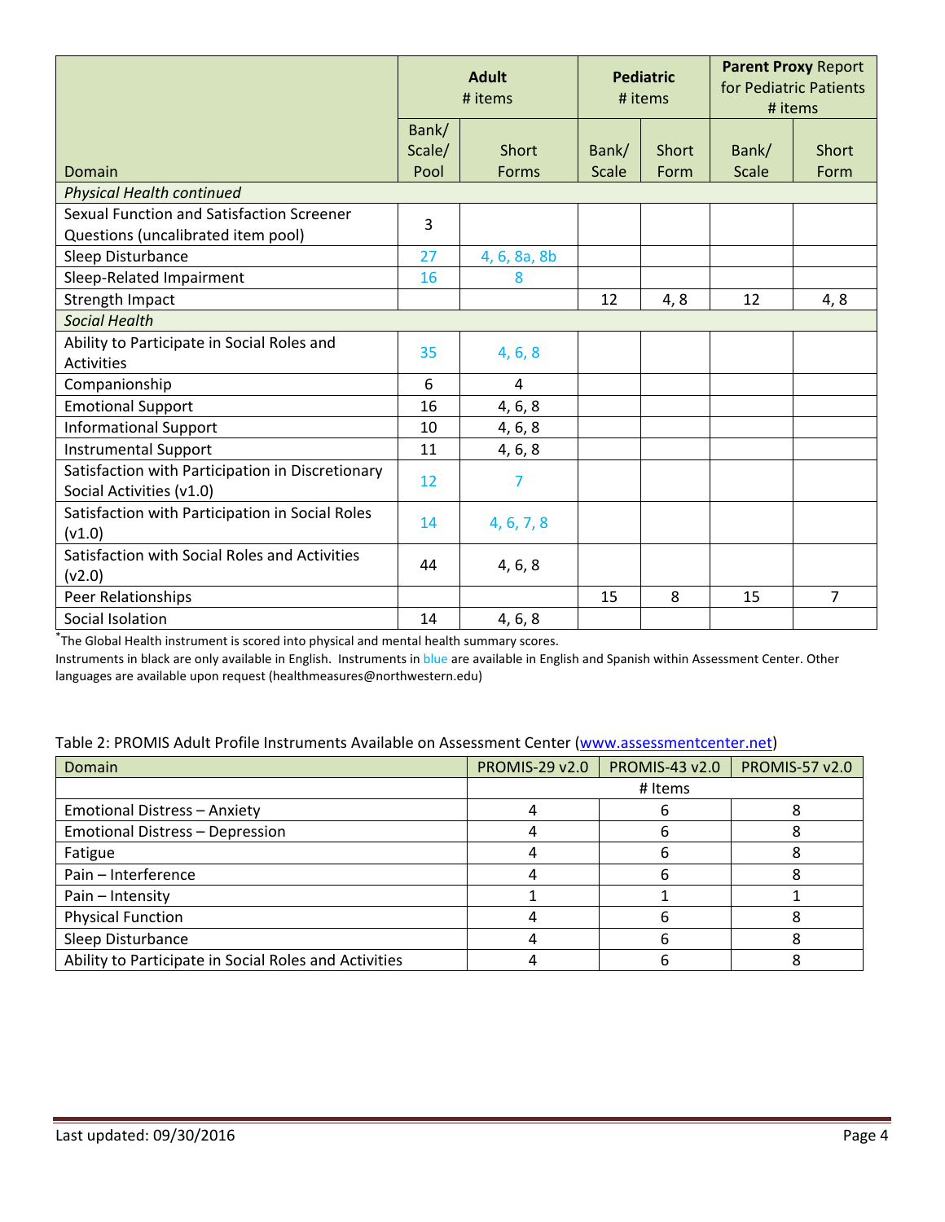| Domain | Adult # items | | Pediatric # items | | Parent Proxy Report for Pediatric Patients # items | |
|---|---|---|---|---|---|---|
| | Bank/ Scale/ Pool | Short Forms | Bank/ Scale | Short Form | Bank/ Scale | Short Form |
| *Physical Health continued* | | | | | | |
| Sexual Function and Satisfaction Screener Questions (uncalibrated item pool) | 3 | | | | | |
| Sleep Disturbance | 27 | 4, 6, 8a, 8b | | | | |
| Sleep-Related Impairment | 16 | 8 | | | | |
| Strength Impact | | | 12 | 4, 8 | 12 | 4, 8 |
| *Social Health* | | | | | | |
| Ability to Participate in Social Roles and Activities | 35 | 4, 6, 8 | | | | |
| Companionship | 6 | 4 | | | | |
| Emotional Support | 16 | 4, 6, 8 | | | | |
| Informational Support | 10 | 4, 6, 8 | | | | |
| Instrumental Support | 11 | 4, 6, 8 | | | | |
| Satisfaction with Participation in Discretionary Social Activities (v1.0) | 12 | 7 | | | | |
| Satisfaction with Participation in Social Roles (v1.0) | 14 | 4, 6, 7, 8 | | | | |
| Satisfaction with Social Roles and Activities (v2.0) | 44 | 4, 6, 8 | | | | |
| Peer Relationships | | | 15 | 8 | 15 | 7 |
| Social Isolation | 14 | 4, 6, 8 | | | | |

*The Global Health instrument is scored into physical and mental health summary scores.

Instruments in black are only available in English. Instruments in blue are available in English and Spanish within Assessment Center. Other languages are available upon request (healthmeasures@northwestern.edu)

Table 2: PROMIS Adult Profile Instruments Available on Assessment Center (www.assessmentcenter.net)

| Domain | PROMIS-29 v2.0 | PROMIS-43 v2.0 | PROMIS-57 v2.0 |
|---|---|---|---|
| | # Items | | |
| Emotional Distress – Anxiety | 4 | 6 | 8 |
| Emotional Distress – Depression | 4 | 6 | 8 |
| Fatigue | 4 | 6 | 8 |
| Pain – Interference | 4 | 6 | 8 |
| Pain – Intensity | 1 | 1 | 1 |
| Physical Function | 4 | 6 | 8 |
| Sleep Disturbance | 4 | 6 | 8 |
| Ability to Participate in Social Roles and Activities | 4 | 6 | 8 |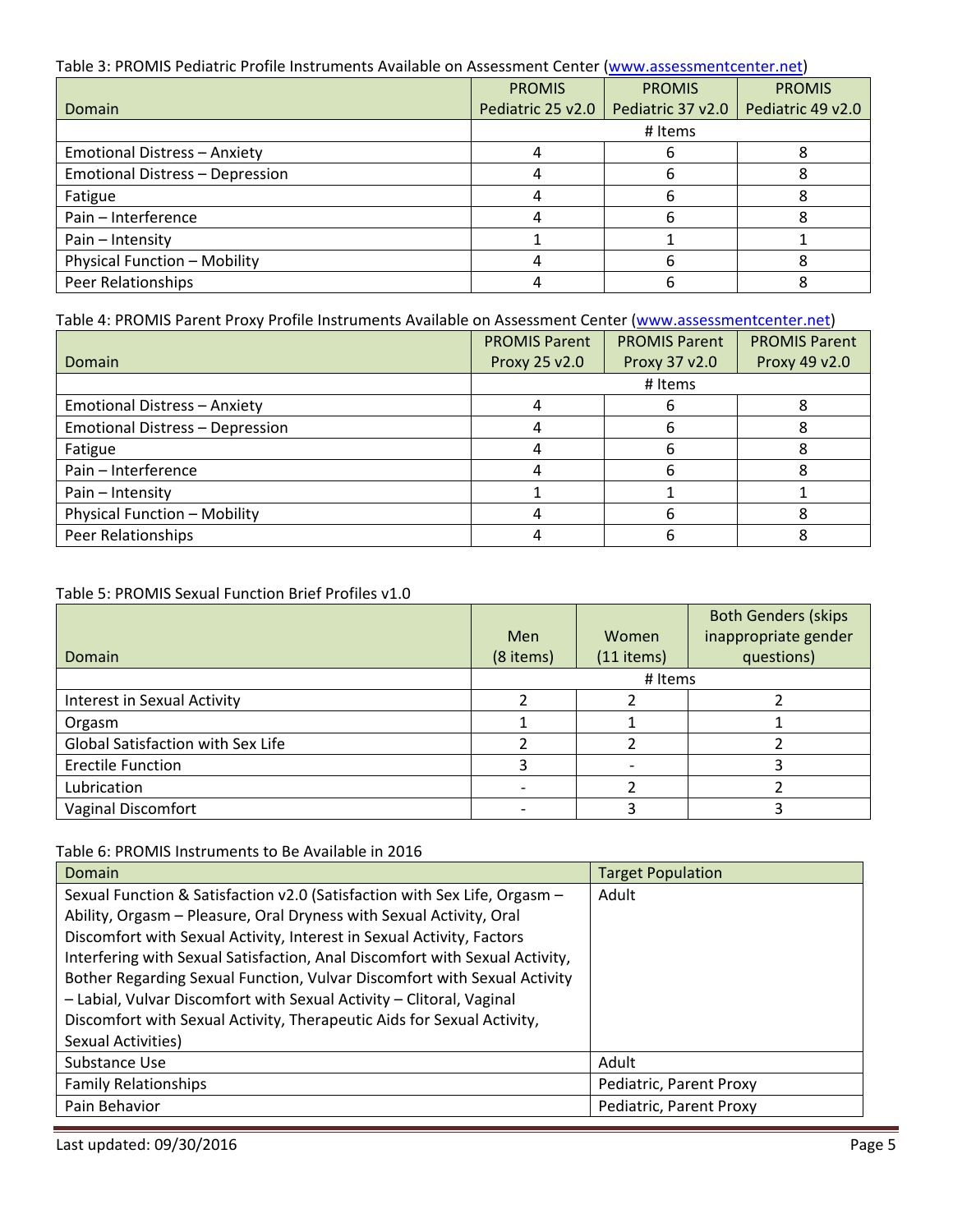Table 3: PROMIS Pediatric Profile Instruments Available on Assessment Center (www.assessmentcenter.net)

| Domain | PROMIS Pediatric 25 v2.0 | PROMIS Pediatric 37 v2.0 | PROMIS Pediatric 49 v2.0 |
|---|---|---|---|
| | # Items | | |
| Emotional Distress – Anxiety | 4 | 6 | 8 |
| Emotional Distress – Depression | 4 | 6 | 8 |
| Fatigue | 4 | 6 | 8 |
| Pain – Interference | 4 | 6 | 8 |
| Pain – Intensity | 1 | 1 | 1 |
| Physical Function – Mobility | 4 | 6 | 8 |
| Peer Relationships | 4 | 6 | 8 |

Table 4: PROMIS Parent Proxy Profile Instruments Available on Assessment Center (www.assessmentcenter.net)

| Domain | PROMIS Parent Proxy 25 v2.0 | PROMIS Parent Proxy 37 v2.0 | PROMIS Parent Proxy 49 v2.0 |
|---|---|---|---|
| | # Items | | |
| Emotional Distress – Anxiety | 4 | 6 | 8 |
| Emotional Distress – Depression | 4 | 6 | 8 |
| Fatigue | 4 | 6 | 8 |
| Pain – Interference | 4 | 6 | 8 |
| Pain – Intensity | 1 | 1 | 1 |
| Physical Function – Mobility | 4 | 6 | 8 |
| Peer Relationships | 4 | 6 | 8 |

Table 5: PROMIS Sexual Function Brief Profiles v1.0

| Domain | Men (8 items) | Women (11 items) | Both Genders (skips inappropriate gender questions) |
|---|---|---|---|
| | # Items | | |
| Interest in Sexual Activity | 2 | 2 | 2 |
| Orgasm | 1 | 1 | 1 |
| Global Satisfaction with Sex Life | 2 | 2 | 2 |
| Erectile Function | 3 | - | 3 |
| Lubrication | - | 2 | 2 |
| Vaginal Discomfort | - | 3 | 3 |

Table 6: PROMIS Instruments to Be Available in 2016

| Domain | Target Population |
|---|---|
| Sexual Function & Satisfaction v2.0 (Satisfaction with Sex Life, Orgasm – Ability, Orgasm – Pleasure, Oral Dryness with Sexual Activity, Oral Discomfort with Sexual Activity, Interest in Sexual Activity, Factors Interfering with Sexual Satisfaction, Anal Discomfort with Sexual Activity, Bother Regarding Sexual Function, Vulvar Discomfort with Sexual Activity – Labial, Vulvar Discomfort with Sexual Activity – Clitoral, Vaginal Discomfort with Sexual Activity, Therapeutic Aids for Sexual Activity, Sexual Activities) | Adult |
| Substance Use | Adult |
| Family Relationships | Pediatric, Parent Proxy |
| Pain Behavior | Pediatric, Parent Proxy |

Last updated: 09/30/2016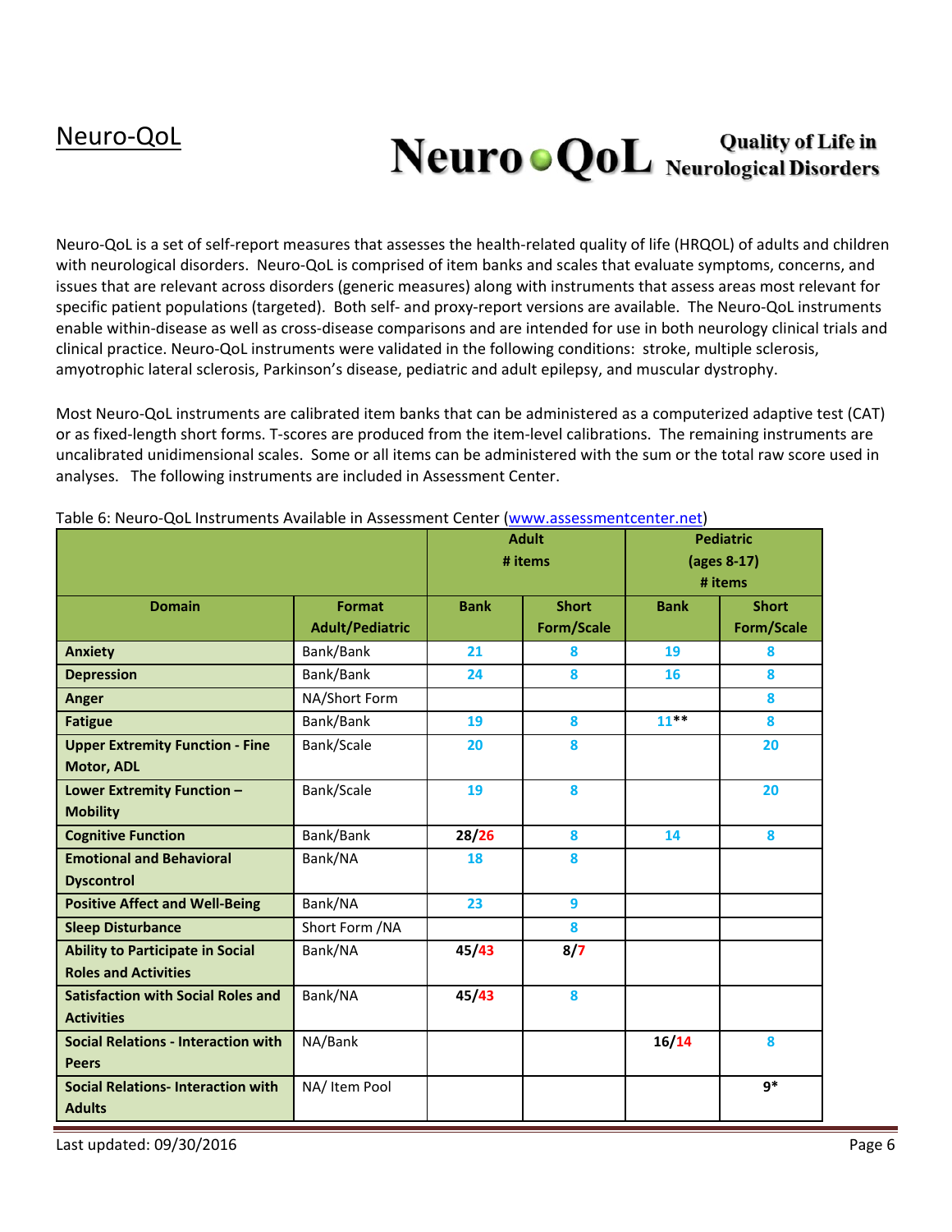# Neuro-QoL

Neuro-QoL is a set of self-report measures that assesses the health-related quality of life (HRQOL) of adults and children with neurological disorders. Neuro-QoL is comprised of item banks and scales that evaluate symptoms, concerns, and issues that are relevant across disorders (generic measures) along with instruments that assess areas most relevant for specific patient populations (targeted). Both self- and proxy-report versions are available. The Neuro-QoL instruments enable within-disease as well as cross-disease comparisons and are intended for use in both neurology clinical trials and clinical practice. Neuro-QoL instruments were validated in the following conditions: stroke, multiple sclerosis, amyotrophic lateral sclerosis, Parkinson's disease, pediatric and adult epilepsy, and muscular dystrophy.

Most Neuro-QoL instruments are calibrated item banks that can be administered as a computerized adaptive test (CAT) or as fixed-length short forms. T-scores are produced from the item-level calibrations. The remaining instruments are uncalibrated unidimensional scales. Some or all items can be administered with the sum or the total raw score used in analyses. The following instruments are included in Assessment Center.

Table 6: Neuro-QoL Instruments Available in Assessment Center (www.assessmentcenter.net)

| | | Adult # items | | Pediatric (ages 8-17) # items | |
|---|---|---|---|---|---|
| **Domain** | **Format Adult/Pediatric** | **Bank** | **Short Form/Scale** | **Bank** | **Short Form/Scale** |
| **Anxiety** | Bank/Bank | 21 | 8 | 19 | 8 |
| **Depression** | Bank/Bank | 24 | 8 | 16 | 8 |
| **Anger** | NA/Short Form | | | | 8 |
| **Fatigue** | Bank/Bank | 19 | 8 | 11** | 8 |
| **Upper Extremity Function - Fine Motor, ADL** | Bank/Scale | 20 | 8 | | 20 |
| **Lower Extremity Function – Mobility** | Bank/Scale | 19 | 8 | | 20 |
| **Cognitive Function** | Bank/Bank | 28/26 | 8 | 14 | 8 |
| **Emotional and Behavioral Dyscontrol** | Bank/NA | 18 | 8 | | |
| **Positive Affect and Well-Being** | Bank/NA | 23 | 9 | | |
| **Sleep Disturbance** | Short Form /NA | | 8 | | |
| **Ability to Participate in Social Roles and Activities** | Bank/NA | 45/43 | 8/7 | | |
| **Satisfaction with Social Roles and Activities** | Bank/NA | 45/43 | 8 | | |
| **Social Relations - Interaction with Peers** | NA/Bank | | | 16/14 | 8 |
| **Social Relations- Interaction with Adults** | NA/ Item Pool | | | | 9* |

Last updated: 09/30/2016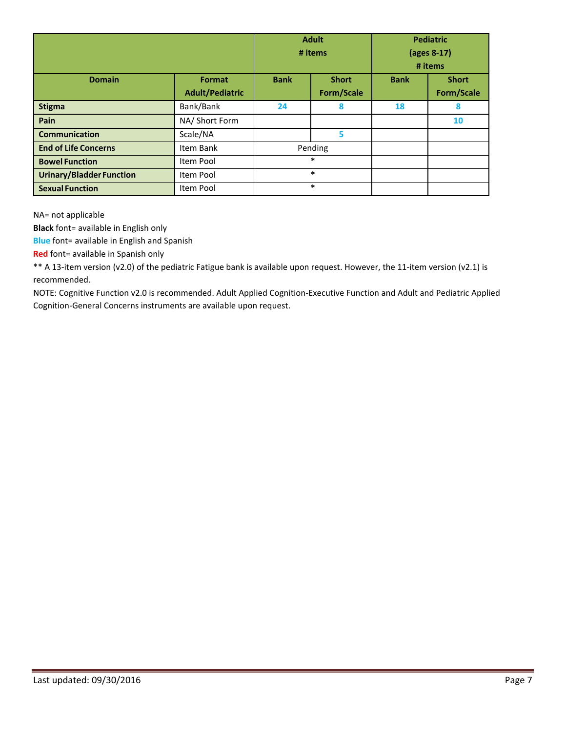| | | Adult # items | | Pediatric (ages 8-17) # items | |
|---|---|---|---|---|---|
| **Domain** | **Format Adult/Pediatric** | **Bank** | **Short Form/Scale** | **Bank** | **Short Form/Scale** |
| **Stigma** | Bank/Bank | **24** | **8** | **18** | **8** |
| **Pain** | NA/ Short Form | | | | **10** |
| **Communication** | Scale/NA | | **5** | | |
| **End of Life Concerns** | Item Bank | Pending | | | |
| **Bowel Function** | Item Pool | * | | | |
| **Urinary/Bladder Function** | Item Pool | * | | | |
| **Sexual Function** | Item Pool | * | | | |

NA= not applicable

**Black** font= available in English only

**Blue** font= available in English and Spanish

**Red** font= available in Spanish only

** A 13-item version (v2.0) of the pediatric Fatigue bank is available upon request. However, the 11-item version (v2.1) is recommended.

NOTE: Cognitive Function v2.0 is recommended. Adult Applied Cognition-Executive Function and Adult and Pediatric Applied Cognition-General Concerns instruments are available upon request.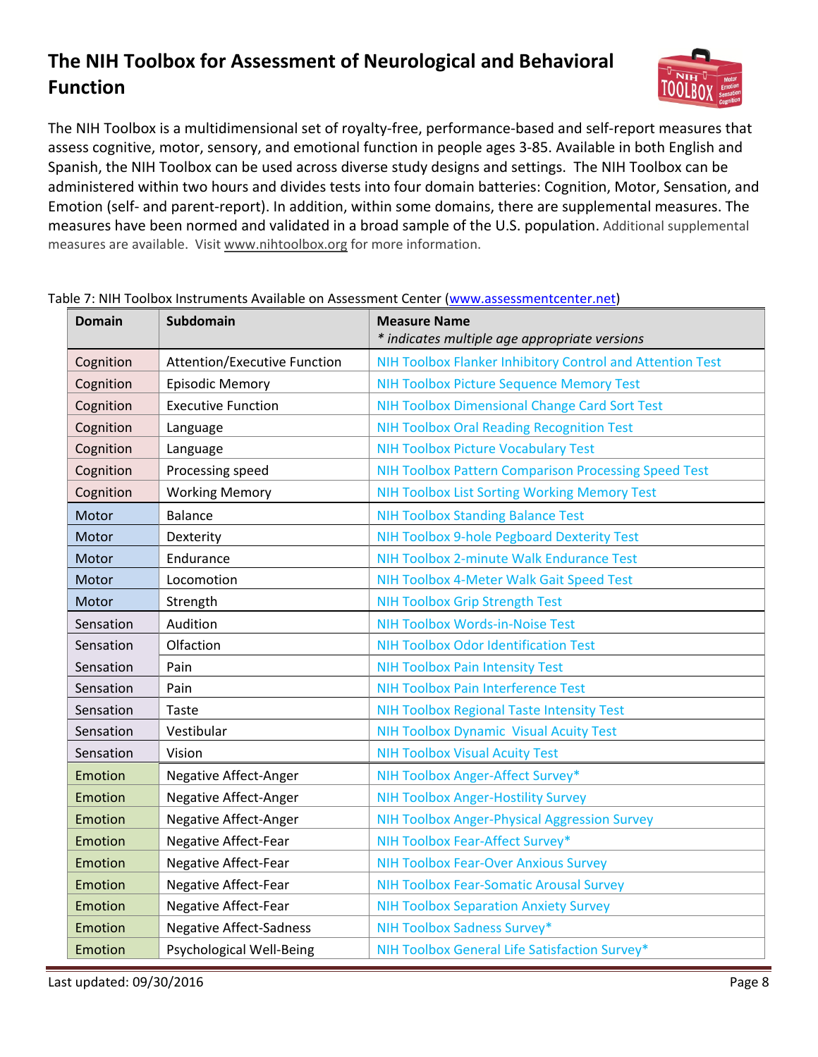# The NIH Toolbox for Assessment of Neurological and Behavioral Function

The NIH Toolbox is a multidimensional set of royalty-free, performance-based and self-report measures that assess cognitive, motor, sensory, and emotional function in people ages 3-85. Available in both English and Spanish, the NIH Toolbox can be used across diverse study designs and settings. The NIH Toolbox can be administered within two hours and divides tests into four domain batteries: Cognition, Motor, Sensation, and Emotion (self- and parent-report). In addition, within some domains, there are supplemental measures. The measures have been normed and validated in a broad sample of the U.S. population. Additional supplemental measures are available. Visit www.nihtoolbox.org for more information.

Table 7: NIH Toolbox Instruments Available on Assessment Center (www.assessmentcenter.net)

| Domain | Subdomain | Measure Name<br>*\* indicates multiple age appropriate versions* |
|---|---|---|
| Cognition | Attention/Executive Function | NIH Toolbox Flanker Inhibitory Control and Attention Test |
| Cognition | Episodic Memory | NIH Toolbox Picture Sequence Memory Test |
| Cognition | Executive Function | NIH Toolbox Dimensional Change Card Sort Test |
| Cognition | Language | NIH Toolbox Oral Reading Recognition Test |
| Cognition | Language | NIH Toolbox Picture Vocabulary Test |
| Cognition | Processing speed | NIH Toolbox Pattern Comparison Processing Speed Test |
| Cognition | Working Memory | NIH Toolbox List Sorting Working Memory Test |
| Motor | Balance | NIH Toolbox Standing Balance Test |
| Motor | Dexterity | NIH Toolbox 9-hole Pegboard Dexterity Test |
| Motor | Endurance | NIH Toolbox 2-minute Walk Endurance Test |
| Motor | Locomotion | NIH Toolbox 4-Meter Walk Gait Speed Test |
| Motor | Strength | NIH Toolbox Grip Strength Test |
| Sensation | Audition | NIH Toolbox Words-in-Noise Test |
| Sensation | Olfaction | NIH Toolbox Odor Identification Test |
| Sensation | Pain | NIH Toolbox Pain Intensity Test |
| Sensation | Pain | NIH Toolbox Pain Interference Test |
| Sensation | Taste | NIH Toolbox Regional Taste Intensity Test |
| Sensation | Vestibular | NIH Toolbox Dynamic Visual Acuity Test |
| Sensation | Vision | NIH Toolbox Visual Acuity Test |
| Emotion | Negative Affect-Anger | NIH Toolbox Anger-Affect Survey* |
| Emotion | Negative Affect-Anger | NIH Toolbox Anger-Hostility Survey |
| Emotion | Negative Affect-Anger | NIH Toolbox Anger-Physical Aggression Survey |
| Emotion | Negative Affect-Fear | NIH Toolbox Fear-Affect Survey* |
| Emotion | Negative Affect-Fear | NIH Toolbox Fear-Over Anxious Survey |
| Emotion | Negative Affect-Fear | NIH Toolbox Fear-Somatic Arousal Survey |
| Emotion | Negative Affect-Fear | NIH Toolbox Separation Anxiety Survey |
| Emotion | Negative Affect-Sadness | NIH Toolbox Sadness Survey* |
| Emotion | Psychological Well-Being | NIH Toolbox General Life Satisfaction Survey* |

Last updated: 09/30/2016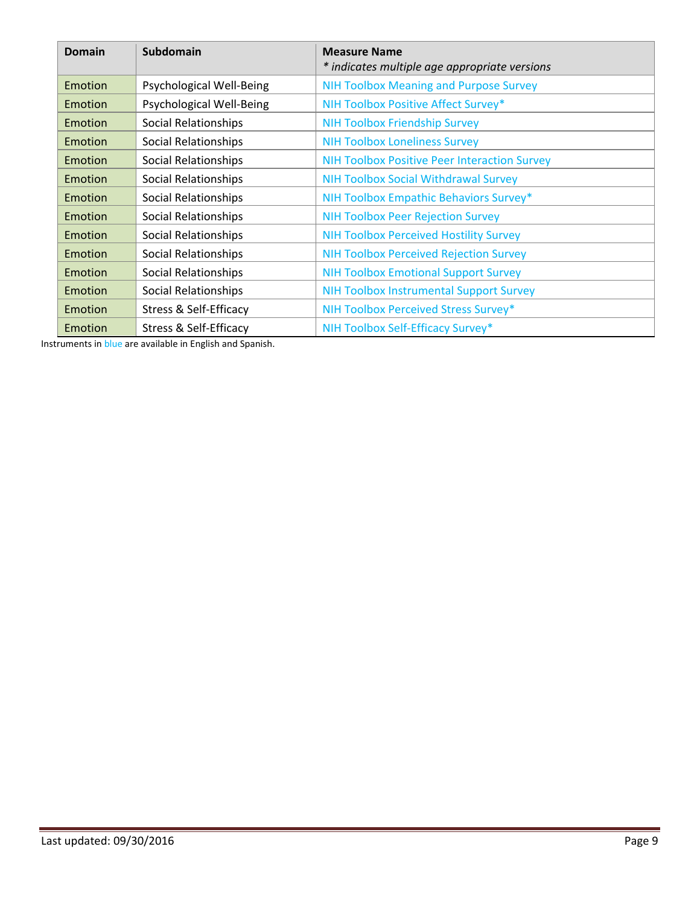| Domain | Subdomain | Measure Name<br>*\* indicates multiple age appropriate versions* |
|---|---|---|
| Emotion | Psychological Well-Being | NIH Toolbox Meaning and Purpose Survey |
| Emotion | Psychological Well-Being | NIH Toolbox Positive Affect Survey* |
| Emotion | Social Relationships | NIH Toolbox Friendship Survey |
| Emotion | Social Relationships | NIH Toolbox Loneliness Survey |
| Emotion | Social Relationships | NIH Toolbox Positive Peer Interaction Survey |
| Emotion | Social Relationships | NIH Toolbox Social Withdrawal Survey |
| Emotion | Social Relationships | NIH Toolbox Empathic Behaviors Survey* |
| Emotion | Social Relationships | NIH Toolbox Peer Rejection Survey |
| Emotion | Social Relationships | NIH Toolbox Perceived Hostility Survey |
| Emotion | Social Relationships | NIH Toolbox Perceived Rejection Survey |
| Emotion | Social Relationships | NIH Toolbox Emotional Support Survey |
| Emotion | Social Relationships | NIH Toolbox Instrumental Support Survey |
| Emotion | Stress & Self-Efficacy | NIH Toolbox Perceived Stress Survey* |
| Emotion | Stress & Self-Efficacy | NIH Toolbox Self-Efficacy Survey* |

Instruments in blue are available in English and Spanish.

Last updated: 09/30/2016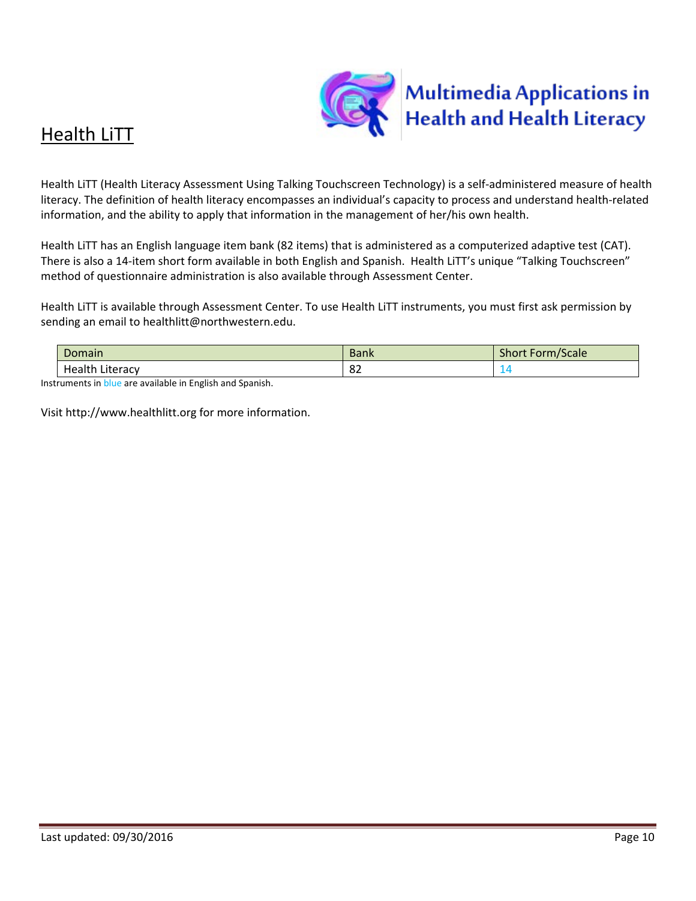# Health LiTT

Multimedia Applications in Health and Health Literacy

Health LiTT (Health Literacy Assessment Using Talking Touchscreen Technology) is a self-administered measure of health literacy. The definition of health literacy encompasses an individual's capacity to process and understand health-related information, and the ability to apply that information in the management of her/his own health.

Health LiTT has an English language item bank (82 items) that is administered as a computerized adaptive test (CAT). There is also a 14-item short form available in both English and Spanish. Health LiTT's unique "Talking Touchscreen" method of questionnaire administration is also available through Assessment Center.

Health LiTT is available through Assessment Center. To use Health LiTT instruments, you must first ask permission by sending an email to healthlitt@northwestern.edu.

| Domain | Bank | Short Form/Scale |
|---|---|---|
| Health Literacy | 82 | 14 |

Instruments in blue are available in English and Spanish.

Visit http://www.healthlitt.org for more information.